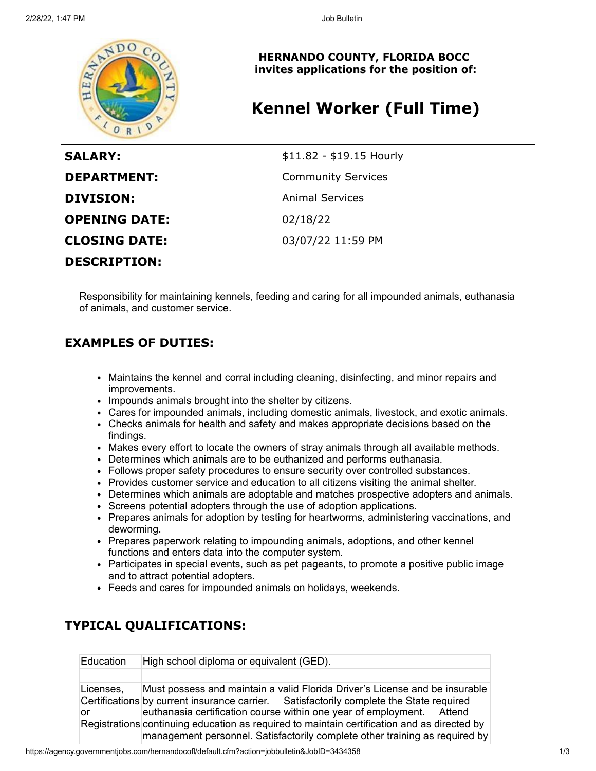**HERNANDO COUNTY, FLORIDA BOCC**
**invites applications for the position of:**

# Kennel Worker (Full Time)

| | |
|---|---|
| **SALARY:** | $11.82 - $19.15 Hourly |
| **DEPARTMENT:** | Community Services |
| **DIVISION:** | Animal Services |
| **OPENING DATE:** | 02/18/22 |
| **CLOSING DATE:** | 03/07/22 11:59 PM |

**DESCRIPTION:**

Responsibility for maintaining kennels, feeding and caring for all impounded animals, euthanasia of animals, and customer service.

## EXAMPLES OF DUTIES:

- Maintains the kennel and corral including cleaning, disinfecting, and minor repairs and improvements.
- Impounds animals brought into the shelter by citizens.
- Cares for impounded animals, including domestic animals, livestock, and exotic animals.
- Checks animals for health and safety and makes appropriate decisions based on the findings.
- Makes every effort to locate the owners of stray animals through all available methods.
- Determines which animals are to be euthanized and performs euthanasia.
- Follows proper safety procedures to ensure security over controlled substances.
- Provides customer service and education to all citizens visiting the animal shelter.
- Determines which animals are adoptable and matches prospective adopters and animals.
- Screens potential adopters through the use of adoption applications.
- Prepares animals for adoption by testing for heartworms, administering vaccinations, and deworming.
- Prepares paperwork relating to impounding animals, adoptions, and other kennel functions and enters data into the computer system.
- Participates in special events, such as pet pageants, to promote a positive public image and to attract potential adopters.
- Feeds and cares for impounded animals on holidays, weekends.

## TYPICAL QUALIFICATIONS:

| | |
|---|---|
| Education | High school diploma or equivalent (GED). |
| | |
| Licenses, Certifications or Registrations | Must possess and maintain a valid Florida Driver's License and be insurable by current insurance carrier. Satisfactorily complete the State required euthanasia certification course within one year of employment. Attend continuing education as required to maintain certification and as directed by management personnel. Satisfactorily complete other training as required by |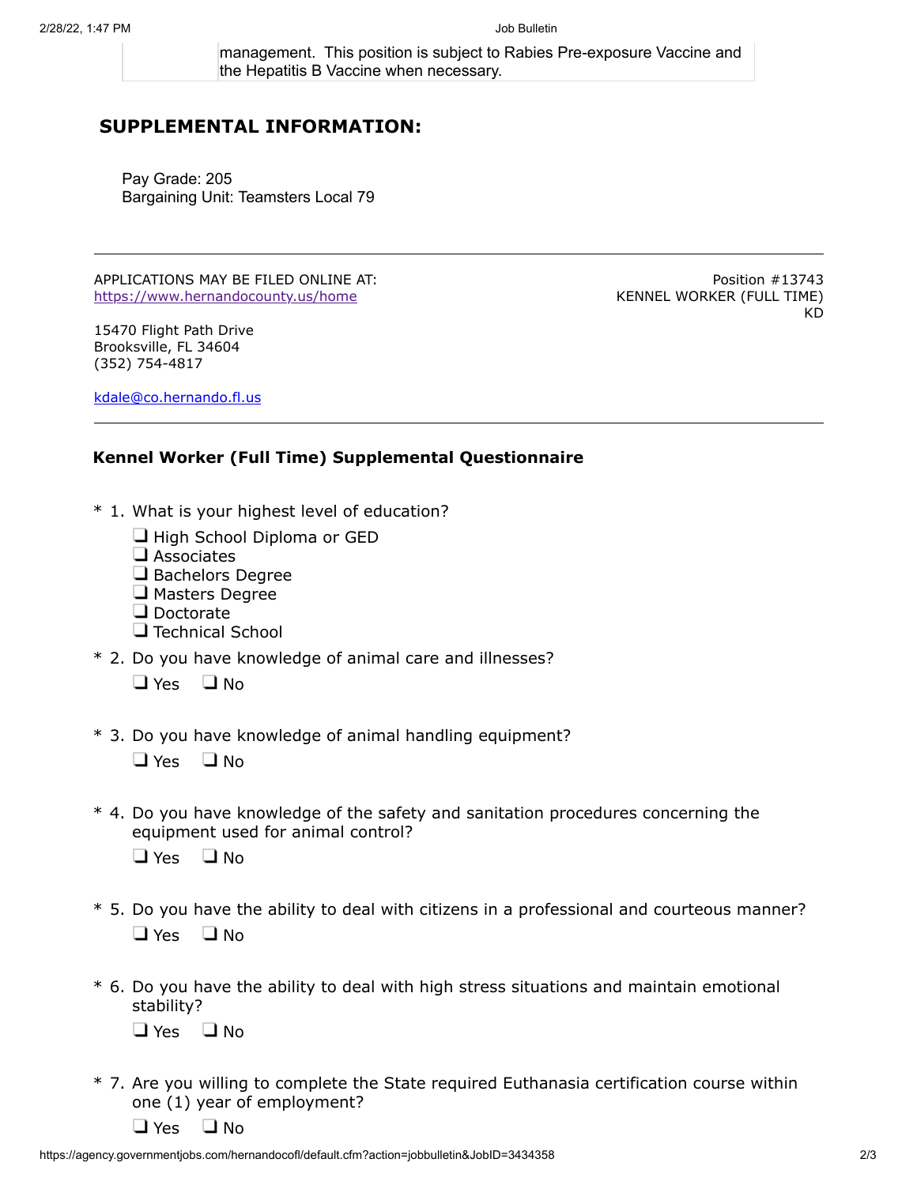management. This position is subject to Rabies Pre-exposure Vaccine and the Hepatitis B Vaccine when necessary.

## SUPPLEMENTAL INFORMATION:

Pay Grade: 205
Bargaining Unit: Teamsters Local 79

---

APPLICATIONS MAY BE FILED ONLINE AT:
https://www.hernandocounty.us/home

15470 Flight Path Drive
Brooksville, FL 34604
(352) 754-4817

kdale@co.hernando.fl.us

Position #13743
KENNEL WORKER (FULL TIME)
KD

---

### Kennel Worker (Full Time) Supplemental Questionnaire

\* 1. What is your highest level of education?

- ❑ High School Diploma or GED
- ❑ Associates
- ❑ Bachelors Degree
- ❑ Masters Degree
- ❑ Doctorate
- ❑ Technical School

\* 2. Do you have knowledge of animal care and illnesses?

❑ Yes ❑ No

\* 3. Do you have knowledge of animal handling equipment?

❑ Yes ❑ No

\* 4. Do you have knowledge of the safety and sanitation procedures concerning the equipment used for animal control?

❑ Yes ❑ No

\* 5. Do you have the ability to deal with citizens in a professional and courteous manner?

❑ Yes ❑ No

\* 6. Do you have the ability to deal with high stress situations and maintain emotional stability?

❑ Yes ❑ No

\* 7. Are you willing to complete the State required Euthanasia certification course within one (1) year of employment?

❑ Yes ❑ No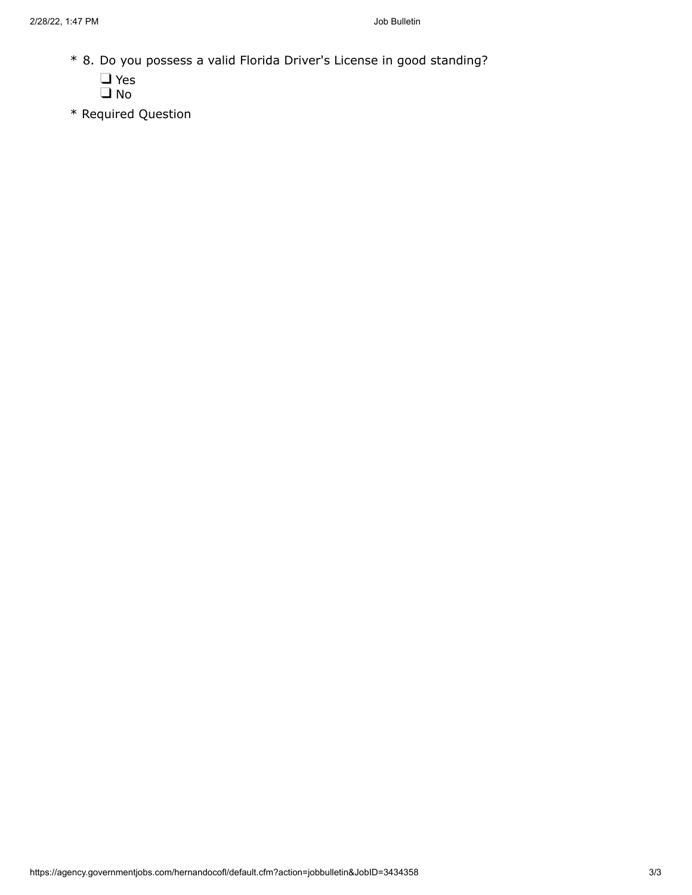* 8. Do you possess a valid Florida Driver's License in good standing?

- ❑ Yes
- ❑ No

* Required Question